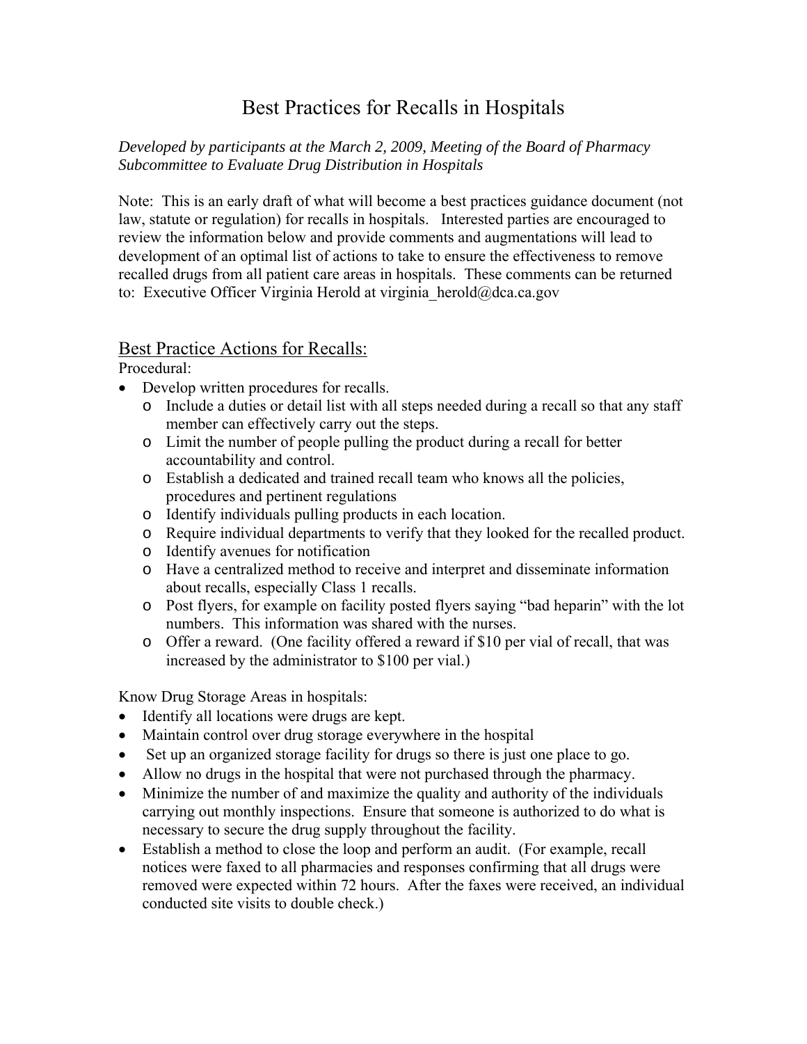# Best Practices for Recalls in Hospitals

*Developed by participants at the March 2, 2009, Meeting of the Board of Pharmacy Subcommittee to Evaluate Drug Distribution in Hospitals*

Note: This is an early draft of what will become a best practices guidance document (not law, statute or regulation) for recalls in hospitals. Interested parties are encouraged to review the information below and provide comments and augmentations will lead to development of an optimal list of actions to take to ensure the effectiveness to remove recalled drugs from all patient care areas in hospitals. These comments can be returned to: Executive Officer Virginia Herold at virginia_herold@dca.ca.gov

## Best Practice Actions for Recalls:

Procedural:

- Develop written procedures for recalls.
  - Include a duties or detail list with all steps needed during a recall so that any staff member can effectively carry out the steps.
  - Limit the number of people pulling the product during a recall for better accountability and control.
  - Establish a dedicated and trained recall team who knows all the policies, procedures and pertinent regulations
  - Identify individuals pulling products in each location.
  - Require individual departments to verify that they looked for the recalled product.
  - Identify avenues for notification
  - Have a centralized method to receive and interpret and disseminate information about recalls, especially Class 1 recalls.
  - Post flyers, for example on facility posted flyers saying "bad heparin" with the lot numbers. This information was shared with the nurses.
  - Offer a reward. (One facility offered a reward if $10 per vial of recall, that was increased by the administrator to $100 per vial.)

Know Drug Storage Areas in hospitals:

- Identify all locations were drugs are kept.
- Maintain control over drug storage everywhere in the hospital
- Set up an organized storage facility for drugs so there is just one place to go.
- Allow no drugs in the hospital that were not purchased through the pharmacy.
- Minimize the number of and maximize the quality and authority of the individuals carrying out monthly inspections. Ensure that someone is authorized to do what is necessary to secure the drug supply throughout the facility.
- Establish a method to close the loop and perform an audit. (For example, recall notices were faxed to all pharmacies and responses confirming that all drugs were removed were expected within 72 hours. After the faxes were received, an individual conducted site visits to double check.)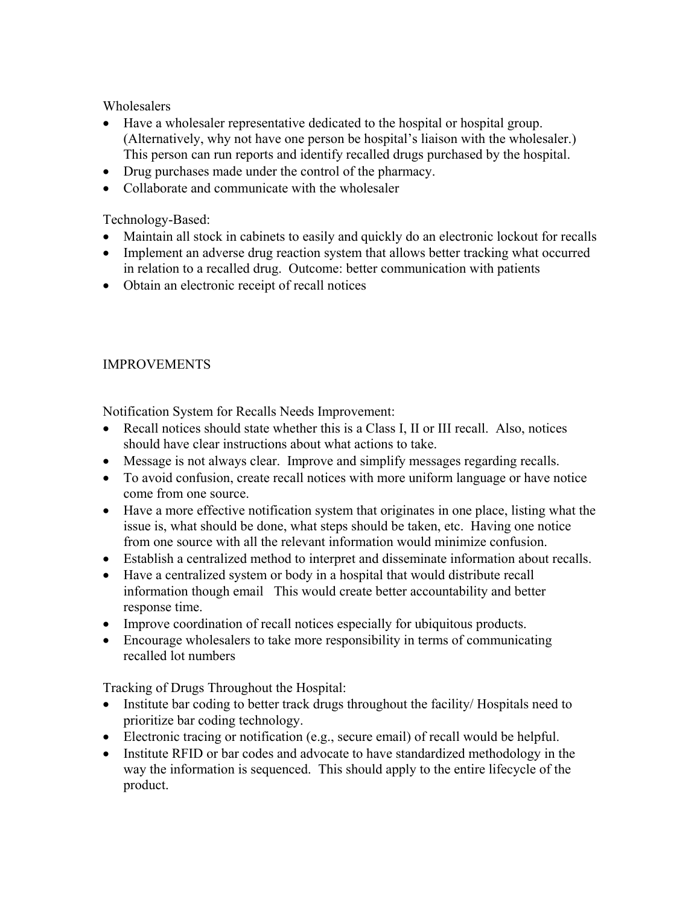Wholesalers

- Have a wholesaler representative dedicated to the hospital or hospital group. (Alternatively, why not have one person be hospital's liaison with the wholesaler.) This person can run reports and identify recalled drugs purchased by the hospital.
- Drug purchases made under the control of the pharmacy.
- Collaborate and communicate with the wholesaler

Technology-Based:

- Maintain all stock in cabinets to easily and quickly do an electronic lockout for recalls
- Implement an adverse drug reaction system that allows better tracking what occurred in relation to a recalled drug. Outcome: better communication with patients
- Obtain an electronic receipt of recall notices

## IMPROVEMENTS

Notification System for Recalls Needs Improvement:

- Recall notices should state whether this is a Class I, II or III recall. Also, notices should have clear instructions about what actions to take.
- Message is not always clear. Improve and simplify messages regarding recalls.
- To avoid confusion, create recall notices with more uniform language or have notice come from one source.
- Have a more effective notification system that originates in one place, listing what the issue is, what should be done, what steps should be taken, etc. Having one notice from one source with all the relevant information would minimize confusion.
- Establish a centralized method to interpret and disseminate information about recalls.
- Have a centralized system or body in a hospital that would distribute recall information though email This would create better accountability and better response time.
- Improve coordination of recall notices especially for ubiquitous products.
- Encourage wholesalers to take more responsibility in terms of communicating recalled lot numbers

Tracking of Drugs Throughout the Hospital:

- Institute bar coding to better track drugs throughout the facility/ Hospitals need to prioritize bar coding technology.
- Electronic tracing or notification (e.g., secure email) of recall would be helpful.
- Institute RFID or bar codes and advocate to have standardized methodology in the way the information is sequenced. This should apply to the entire lifecycle of the product.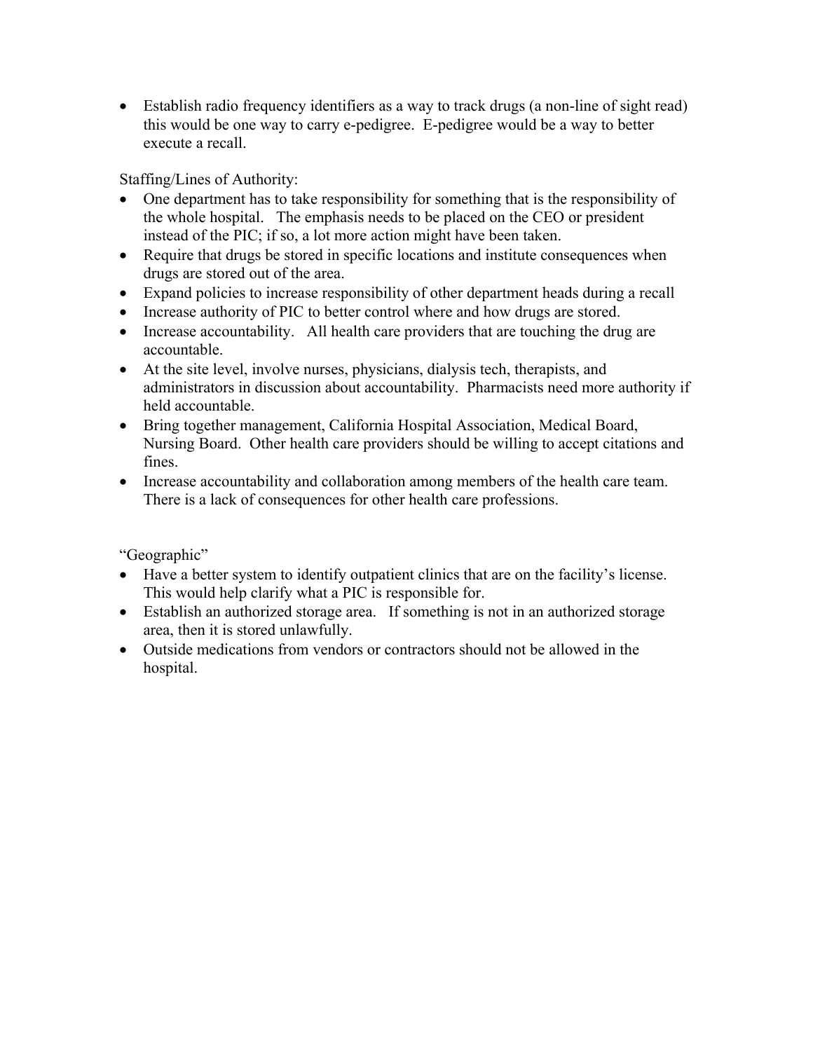- Establish radio frequency identifiers as a way to track drugs (a non-line of sight read) this would be one way to carry e-pedigree. E-pedigree would be a way to better execute a recall.

Staffing/Lines of Authority:

- One department has to take responsibility for something that is the responsibility of the whole hospital. The emphasis needs to be placed on the CEO or president instead of the PIC; if so, a lot more action might have been taken.
- Require that drugs be stored in specific locations and institute consequences when drugs are stored out of the area.
- Expand policies to increase responsibility of other department heads during a recall
- Increase authority of PIC to better control where and how drugs are stored.
- Increase accountability. All health care providers that are touching the drug are accountable.
- At the site level, involve nurses, physicians, dialysis tech, therapists, and administrators in discussion about accountability. Pharmacists need more authority if held accountable.
- Bring together management, California Hospital Association, Medical Board, Nursing Board. Other health care providers should be willing to accept citations and fines.
- Increase accountability and collaboration among members of the health care team. There is a lack of consequences for other health care professions.

"Geographic"

- Have a better system to identify outpatient clinics that are on the facility's license. This would help clarify what a PIC is responsible for.
- Establish an authorized storage area. If something is not in an authorized storage area, then it is stored unlawfully.
- Outside medications from vendors or contractors should not be allowed in the hospital.